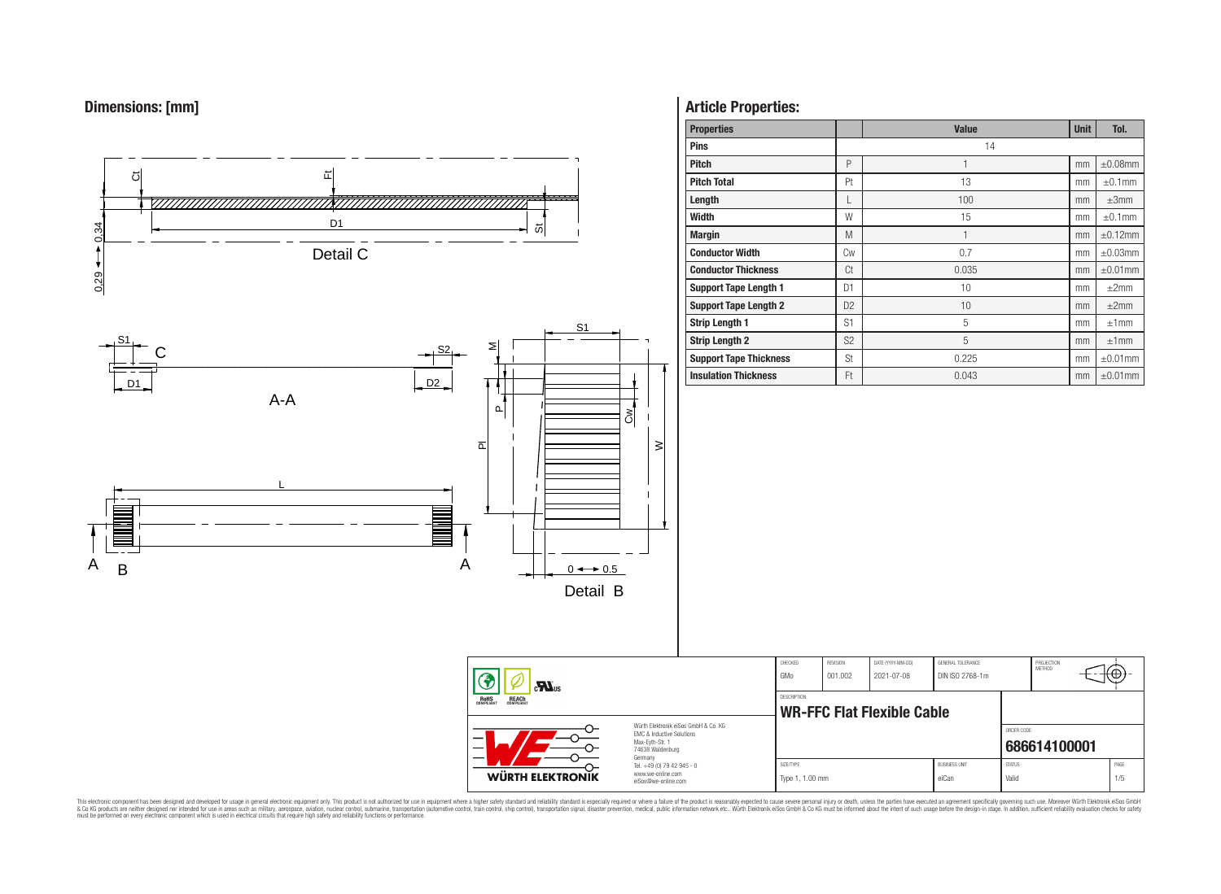## Dimensions: [mm]

Detail C

A-A

Detail B

## Article Properties:

| Properties | | Value | Unit | Tol. |
|---|---|---|---|---|
| Pins | | 14 | | |
| Pitch | P | 1 | mm | ±0.08mm |
| Pitch Total | Pt | 13 | mm | ±0.1mm |
| Length | L | 100 | mm | ±3mm |
| Width | W | 15 | mm | ±0.1mm |
| Margin | M | 1 | mm | ±0.12mm |
| Conductor Width | Cw | 0.7 | mm | ±0.03mm |
| Conductor Thickness | Ct | 0.035 | mm | ±0.01mm |
| Support Tape Length 1 | D1 | 10 | mm | ±2mm |
| Support Tape Length 2 | D2 | 10 | mm | ±2mm |
| Strip Length 1 | S1 | 5 | mm | ±1mm |
| Strip Length 2 | S2 | 5 | mm | ±1mm |
| Support Tape Thickness | St | 0.225 | mm | ±0.01mm |
| Insulation Thickness | Ft | 0.043 | mm | ±0.01mm |

| CHECKED | REVISION | DATE (YYYY-MM-DD) | GENERAL TOLERANCE | PROJECTION METHOD |
|---|---|---|---|---|
| GMo | 001.002 | 2021-07-08 | DIN ISO 2768-1m | |

DESCRIPTION: **WR-FFC Flat Flexible Cable**

ORDER CODE: **686614100001**

| SIZE/TYPE | BUSINESS UNIT | STATUS | PAGE |
|---|---|---|---|
| Type 1, 1.00 mm | eiCan | Valid | 1/5 |

Würth Elektronik eiSos GmbH & Co. KG
EMC & Inductive Solutions
Max-Eyth-Str. 1
74638 Waldenburg
Germany
Tel. +49 (0) 79 42 945 - 0
www.we-online.com
eiSos@we-online.com

This electronic component has been designed and developed for usage in general electronic equipment only. This product is not authorized for use in equipment where a higher safety standard and reliability standard is especially required or where a failure of the product is reasonably expected to cause severe personal injury or death, unless the parties have executed an agreement specifically governing such use. Moreover Würth Elektronik eiSos GmbH & Co KG products are neither designed nor intended for use in areas such as military, aerospace, aviation, nuclear control, submarine, transportation (automotive control, train control, ship control), transportation signal, disaster prevention, medical, public information network etc.. Würth Elektronik eiSos GmbH & Co KG must be informed about the intent of such usage before the design-in stage. In addition, sufficient reliability evaluation checks for safety must be performed on every electronic component which is used in electrical circuits that require high safety and reliability functions or performance.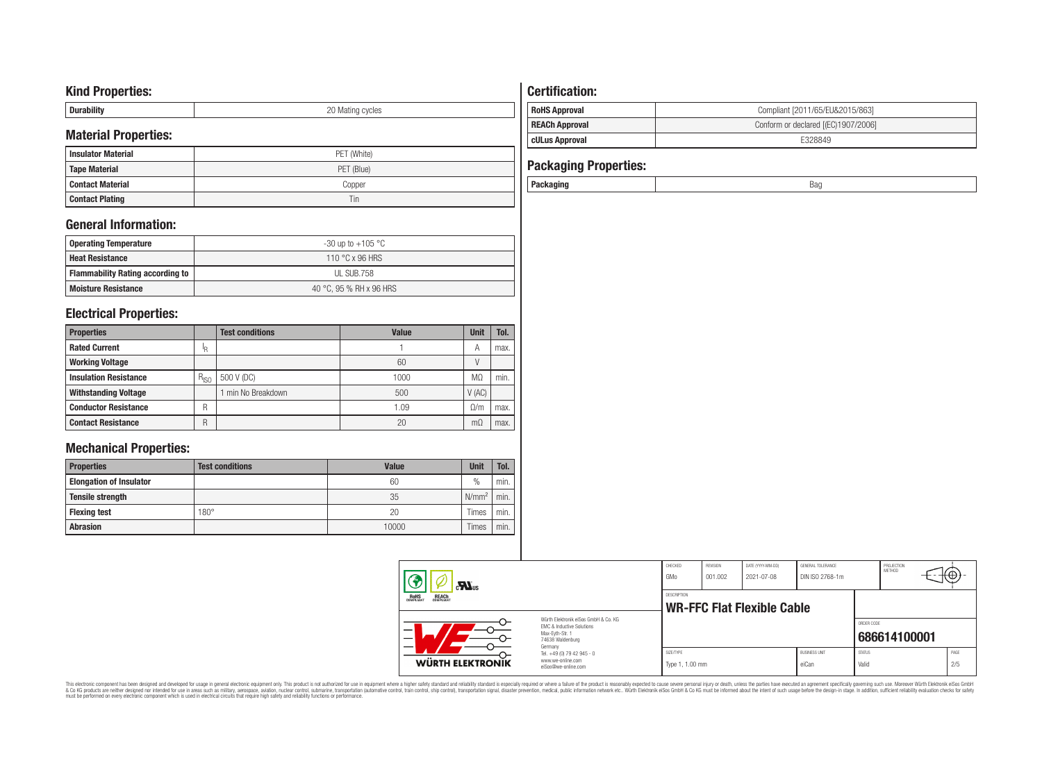## Kind Properties:

| Durability | 20 Mating cycles |
|---|---|

## Material Properties:

| Insulator Material | PET (White) |
|---|---|
| Tape Material | PET (Blue) |
| Contact Material | Copper |
| Contact Plating | Tin |

## General Information:

| Operating Temperature | -30 up to +105 °C |
|---|---|
| Heat Resistance | 110 °C x 96 HRS |
| Flammability Rating according to | UL SUB.758 |
| Moisture Resistance | 40 °C, 95 % RH x 96 HRS |

## Electrical Properties:

| Properties | | Test conditions | Value | Unit | Tol. |
|---|---|---|---|---|---|
| Rated Current | $I_R$ | | 1 | A | max. |
| Working Voltage | | | 60 | V | |
| Insulation Resistance | $R_{ISO}$ | 500 V (DC) | 1000 | MΩ | min. |
| Withstanding Voltage | | 1 min No Breakdown | 500 | V (AC) | |
| Conductor Resistance | R | | 1.09 | Ω/m | max. |
| Contact Resistance | R | | 20 | mΩ | max. |

## Mechanical Properties:

| Properties | Test conditions | Value | Unit | Tol. |
|---|---|---|---|---|
| Elongation of Insulator | | 60 | % | min. |
| Tensile strength | | 35 | $N/mm^2$ | min. |
| Flexing test | 180° | 20 | Times | min. |
| Abrasion | | 10000 | Times | min. |

## Certification:

| RoHS Approval | Compliant [2011/65/EU&2015/863] |
|---|---|
| REACh Approval | Conform or declared [(EC)1907/2006] |
| cULus Approval | E328849 |

## Packaging Properties:

| Packaging | Bag |
|---|---|

| CHECKED | REVISION | DATE (YYYY-MM-DD) | GENERAL TOLERANCE | PROJECTION METHOD |
|---|---|---|---|---|
| GMo | 001.002 | 2021-07-08 | DIN ISO 2768-1m | |

DESCRIPTION: **WR-FFC Flat Flexible Cable**

ORDER CODE: **686614100001**

| SIZE/TYPE | BUSINESS UNIT | STATUS | PAGE |
|---|---|---|---|
| Type 1, 1.00 mm | eiCan | Valid | 2/5 |

Würth Elektronik eiSos GmbH & Co. KG
EMC & Inductive Solutions
Max-Eyth-Str. 1
74638 Waldenburg
Germany
Tel. +49 (0) 79 42 945 - 0
www.we-online.com
eiSos@we-online.com

This electronic component has been designed and developed for usage in general electronic equipment only. This product is not authorized for use in equipment where a higher safety standard and reliability standard is especially required or where a failure of the product is reasonably expected to cause severe personal injury or death, unless the parties have executed an agreement specifically governing such use. Moreover Würth Elektronik eiSos GmbH & Co KG products are neither designed nor intended for use in areas such as military, aerospace, aviation, nuclear control, submarine, transportation (automotive control, train control, ship control), transportation signal, disaster prevention, medical, public information network etc.. Würth Elektronik eiSos GmbH & Co KG must be informed about the intent of such usage before the design-in stage. In addition, sufficient reliability evaluation checks for safety must be performed on every electronic component which is used in electrical circuits that require high safety and reliability functions or performance.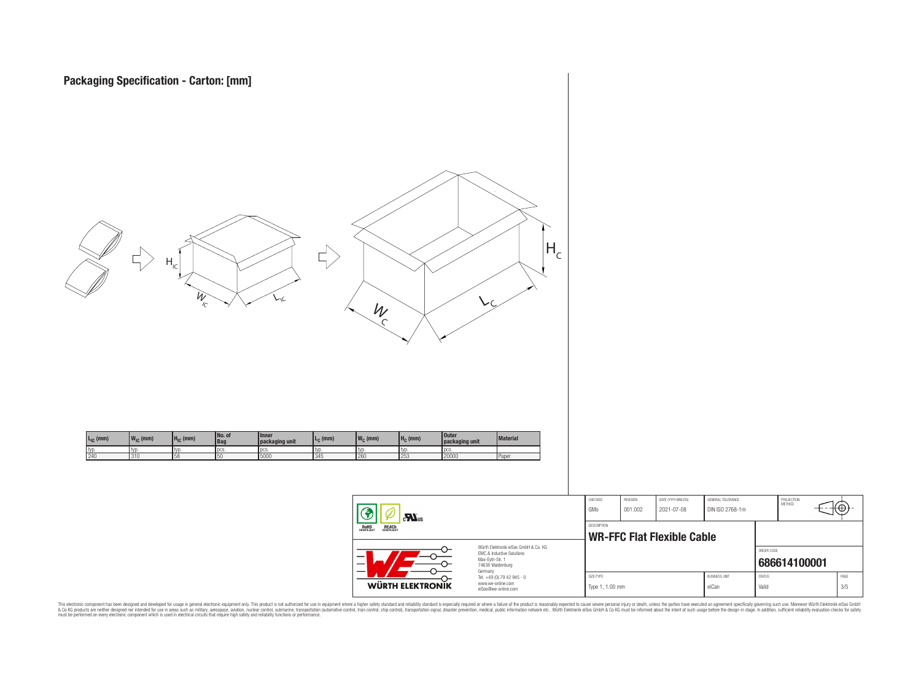## Packaging Specification - Carton: [mm]

| $L_{IC}$ (mm) | $W_{IC}$ (mm) | $H_{IC}$ (mm) | No. of Bag | Inner packaging unit | $L_C$ (mm) | $W_C$ (mm) | $H_C$ (mm) | Outer packaging unit | Material |
|---|---|---|---|---|---|---|---|---|---|
| typ. | typ. | typ. | pcs. | pcs. | typ. | typ. | typ. | pcs. | |
| 240 | 310 | 58 | 50 | 5000 | 345 | 260 | 253 | 20000 | Paper |

| CHECKED | REVISION | DATE (YYYY-MM-DD) | GENERAL TOLERANCE | PROJECTION METHOD |
|---|---|---|---|---|
| GMo | 001.002 | 2021-07-08 | DIN ISO 2768-1m | |

DESCRIPTION: **WR-FFC Flat Flexible Cable**

ORDER CODE: **686614100001**

| SIZE/TYPE | BUSINESS UNIT | STATUS | PAGE |
|---|---|---|---|
| Type 1, 1.00 mm | eiCan | Valid | 3/5 |

Würth Elektronik eiSos GmbH & Co. KG
EMC & Inductive Solutions
Max-Eyth-Str. 1
74638 Waldenburg
Germany
Tel. +49 (0) 79 42 945 - 0
www.we-online.com
eiSos@we-online.com

This electronic component has been designed and developed for usage in general electronic equipment only. This product is not authorized for use in equipment where a higher safety standard and reliability standard is especially required or where a failure of the product is reasonably expected to cause severe personal injury or death, unless the parties have executed an agreement specifically governing such use. Moreover Würth Elektronik eiSos GmbH & Co KG products are neither designed nor intended for use in areas such as military, aerospace, aviation, nuclear control, submarine, transportation (automotive control, train control, ship control), transportation signal, disaster prevention, medical, public information network etc.. Würth Elektronik eiSos GmbH & Co KG must be informed about the intent of such usage before the design-in stage. In addition, sufficient reliability evaluation checks for safety must be performed on every electronic component which is used in electrical circuits that require high safety and reliability functions or performance.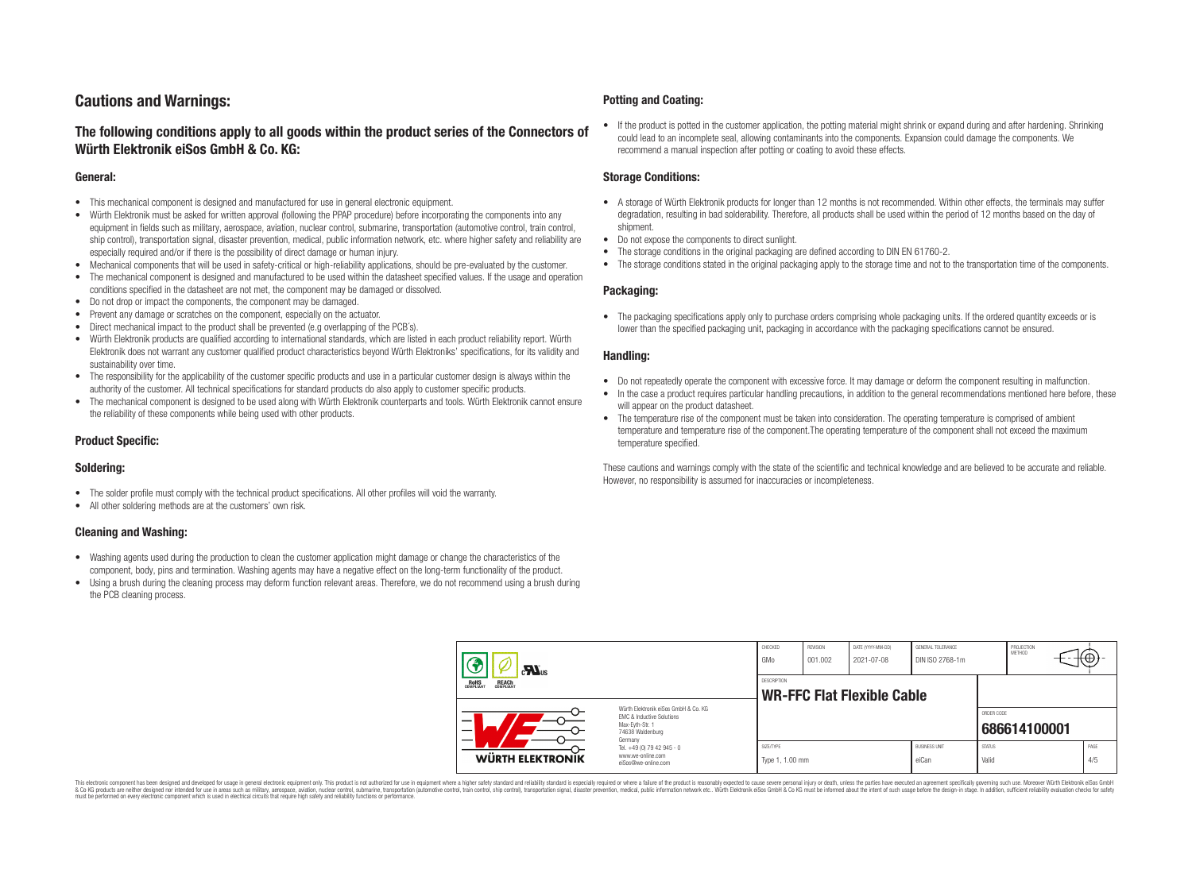## Cautions and Warnings:

### The following conditions apply to all goods within the product series of the Connectors of Würth Elektronik eiSos GmbH & Co. KG:

#### General:

- This mechanical component is designed and manufactured for use in general electronic equipment.
- Würth Elektronik must be asked for written approval (following the PPAP procedure) before incorporating the components into any equipment in fields such as military, aerospace, aviation, nuclear control, submarine, transportation (automotive control, train control, ship control), transportation signal, disaster prevention, medical, public information network, etc. where higher safety and reliability are especially required and/or if there is the possibility of direct damage or human injury.
- Mechanical components that will be used in safety-critical or high-reliability applications, should be pre-evaluated by the customer.
- The mechanical component is designed and manufactured to be used within the datasheet specified values. If the usage and operation conditions specified in the datasheet are not met, the component may be damaged or dissolved.
- Do not drop or impact the components, the component may be damaged.
- Prevent any damage or scratches on the component, especially on the actuator.
- Direct mechanical impact to the product shall be prevented (e.g overlapping of the PCB´s).
- Würth Elektronik products are qualified according to international standards, which are listed in each product reliability report. Würth Elektronik does not warrant any customer qualified product characteristics beyond Würth Elektroniks' specifications, for its validity and sustainability over time.
- The responsibility for the applicability of the customer specific products and use in a particular customer design is always within the authority of the customer. All technical specifications for standard products do also apply to customer specific products.
- The mechanical component is designed to be used along with Würth Elektronik counterparts and tools. Würth Elektronik cannot ensure the reliability of these components while being used with other products.

#### Product Specific:

#### Soldering:

- The solder profile must comply with the technical product specifications. All other profiles will void the warranty.
- All other soldering methods are at the customers' own risk.

#### Cleaning and Washing:

- Washing agents used during the production to clean the customer application might damage or change the characteristics of the component, body, pins and termination. Washing agents may have a negative effect on the long-term functionality of the product.
- Using a brush during the cleaning process may deform function relevant areas. Therefore, we do not recommend using a brush during the PCB cleaning process.

#### Potting and Coating:

- If the product is potted in the customer application, the potting material might shrink or expand during and after hardening. Shrinking could lead to an incomplete seal, allowing contaminants into the components. Expansion could damage the components. We recommend a manual inspection after potting or coating to avoid these effects.

#### Storage Conditions:

- A storage of Würth Elektronik products for longer than 12 months is not recommended. Within other effects, the terminals may suffer degradation, resulting in bad solderability. Therefore, all products shall be used within the period of 12 months based on the day of shipment.
- Do not expose the components to direct sunlight.
- The storage conditions in the original packaging are defined according to DIN EN 61760-2.
- The storage conditions stated in the original packaging apply to the storage time and not to the transportation time of the components.

#### Packaging:

- The packaging specifications apply only to purchase orders comprising whole packaging units. If the ordered quantity exceeds or is lower than the specified packaging unit, packaging in accordance with the packaging specifications cannot be ensured.

#### Handling:

- Do not repeatedly operate the component with excessive force. It may damage or deform the component resulting in malfunction.
- In the case a product requires particular handling precautions, in addition to the general recommendations mentioned here before, these will appear on the product datasheet.
- The temperature rise of the component must be taken into consideration. The operating temperature is comprised of ambient temperature and temperature rise of the component.The operating temperature of the component shall not exceed the maximum temperature specified.

These cautions and warnings comply with the state of the scientific and technical knowledge and are believed to be accurate and reliable. However, no responsibility is assumed for inaccuracies or incompleteness.

| CHECKED | REVISION | DATE (YYYY-MM-DD) | GENERAL TOLERANCE | PROJECTION METHOD |
|---|---|---|---|---|
| GMo | 001.002 | 2021-07-08 | DIN ISO 2768-1m | |

| DESCRIPTION | ORDER CODE |
|---|---|
| **WR-FFC Flat Flexible Cable** | **686614100001** |

| SIZE/TYPE | BUSINESS UNIT | STATUS | PAGE |
|---|---|---|---|
| Type 1, 1.00 mm | eiCan | Valid | 4/5 |

Würth Elektronik eiSos GmbH & Co. KG
EMC & Inductive Solutions
Max-Eyth-Str. 1
74638 Waldenburg
Germany
Tel. +49 (0) 79 42 945 - 0
www.we-online.com
eiSos@we-online.com

This electronic component has been designed and developed for usage in general electronic equipment only. This product is not authorized for use in equipment where a higher safety standard and reliability standard is especially required or where a failure of the product is reasonably expected to cause severe personal injury or death, unless the parties have executed an agreement specifically governing such use. Moreover Würth Elektronik eiSos GmbH & Co KG products are neither designed nor intended for use in areas such as military, aerospace, aviation, nuclear control, submarine, transportation (automotive control, train control, ship control), transportation signal, disaster prevention, medical, public information network etc.. Würth Elektronik eiSos GmbH & Co KG must be informed about the intent of such usage before the design-in stage. In addition, sufficient reliability evaluation checks for safety must be performed on every electronic component which is used in electrical circuits that require high safety and reliability functions or performance.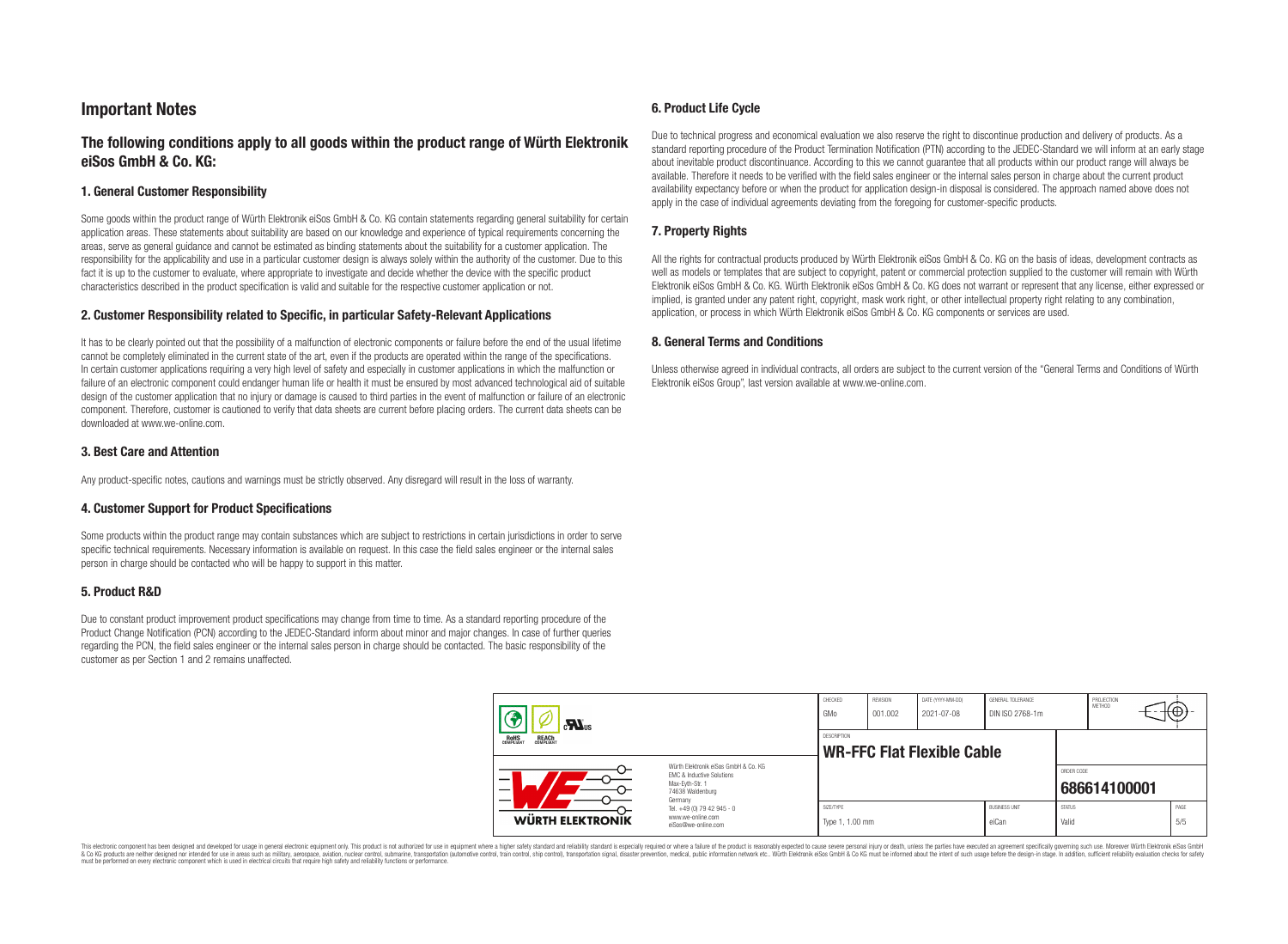# Important Notes

## The following conditions apply to all goods within the product range of Würth Elektronik eiSos GmbH & Co. KG:

### 1. General Customer Responsibility

Some goods within the product range of Würth Elektronik eiSos GmbH & Co. KG contain statements regarding general suitability for certain application areas. These statements about suitability are based on our knowledge and experience of typical requirements concerning the areas, serve as general guidance and cannot be estimated as binding statements about the suitability for a customer application. The responsibility for the applicability and use in a particular customer design is always solely within the authority of the customer. Due to this fact it is up to the customer to evaluate, where appropriate to investigate and decide whether the device with the specific product characteristics described in the product specification is valid and suitable for the respective customer application or not.

### 2. Customer Responsibility related to Specific, in particular Safety-Relevant Applications

It has to be clearly pointed out that the possibility of a malfunction of electronic components or failure before the end of the usual lifetime cannot be completely eliminated in the current state of the art, even if the products are operated within the range of the specifications. In certain customer applications requiring a very high level of safety and especially in customer applications in which the malfunction or failure of an electronic component could endanger human life or health it must be ensured by most advanced technological aid of suitable design of the customer application that no injury or damage is caused to third parties in the event of malfunction or failure of an electronic component. Therefore, customer is cautioned to verify that data sheets are current before placing orders. The current data sheets can be downloaded at www.we-online.com.

### 3. Best Care and Attention

Any product-specific notes, cautions and warnings must be strictly observed. Any disregard will result in the loss of warranty.

### 4. Customer Support for Product Specifications

Some products within the product range may contain substances which are subject to restrictions in certain jurisdictions in order to serve specific technical requirements. Necessary information is available on request. In this case the field sales engineer or the internal sales person in charge should be contacted who will be happy to support in this matter.

### 5. Product R&D

Due to constant product improvement product specifications may change from time to time. As a standard reporting procedure of the Product Change Notification (PCN) according to the JEDEC-Standard inform about minor and major changes. In case of further queries regarding the PCN, the field sales engineer or the internal sales person in charge should be contacted. The basic responsibility of the customer as per Section 1 and 2 remains unaffected.

### 6. Product Life Cycle

Due to technical progress and economical evaluation we also reserve the right to discontinue production and delivery of products. As a standard reporting procedure of the Product Termination Notification (PTN) according to the JEDEC-Standard we will inform at an early stage about inevitable product discontinuance. According to this we cannot guarantee that all products within our product range will always be available. Therefore it needs to be verified with the field sales engineer or the internal sales person in charge about the current product availability expectancy before or when the product for application design-in disposal is considered. The approach named above does not apply in the case of individual agreements deviating from the foregoing for customer-specific products.

### 7. Property Rights

All the rights for contractual products produced by Würth Elektronik eiSos GmbH & Co. KG on the basis of ideas, development contracts as well as models or templates that are subject to copyright, patent or commercial protection supplied to the customer will remain with Würth Elektronik eiSos GmbH & Co. KG. Würth Elektronik eiSos GmbH & Co. KG does not warrant or represent that any license, either expressed or implied, is granted under any patent right, copyright, mask work right, or other intellectual property right relating to any combination, application, or process in which Würth Elektronik eiSos GmbH & Co. KG components or services are used.

### 8. General Terms and Conditions

Unless otherwise agreed in individual contracts, all orders are subject to the current version of the "General Terms and Conditions of Würth Elektronik eiSos Group", last version available at www.we-online.com.

| | | | | | | | |
|---|---|---|---|---|---|---|---|
| RoHS COMPLIANT, REACh COMPLIANT | | CHECKED GMo | REVISION 001.002 | DATE (YYYY-MM-DD) 2021-07-08 | GENERAL TOLERANCE DIN ISO 2768-1m | PROJECTION METHOD | |
| | | DESCRIPTION **WR-FFC Flat Flexible Cable** | | | | | |
| WÜRTH ELEKTRONIK | Würth Elektronik eiSos GmbH & Co. KG, EMC & Inductive Solutions, Max-Eyth-Str. 1, 74638 Waldenburg, Germany, Tel. +49 (0) 79 42 945 - 0, www.we-online.com, eiSos@we-online.com | | | | | ORDER CODE **686614100001** | |
| | | SIZE/TYPE Type 1, 1.00 mm | | | BUSINESS UNIT eiCan | STATUS Valid | PAGE 5/5 |

This electronic component has been designed and developed for usage in general electronic equipment only. This product is not authorized for use in equipment where a higher safety standard and reliability standard is especially required or where a failure of the product is reasonably expected to cause severe personal injury or death, unless the parties have executed an agreement specifically governing such use. Moreover Würth Elektronik eiSos GmbH & Co KG products are neither designed nor intended for use in areas such as military, aerospace, aviation, nuclear control, submarine, transportation (automotive control, train control, ship control), transportation signal, disaster prevention, medical, public information network etc.. Würth Elektronik eiSos GmbH & Co KG must be informed about the intent of such usage before the design-in stage. In addition, sufficient reliability evaluation checks for safety must be performed on every electronic component which is used in electrical circuits that require high safety and reliability functions or performance.